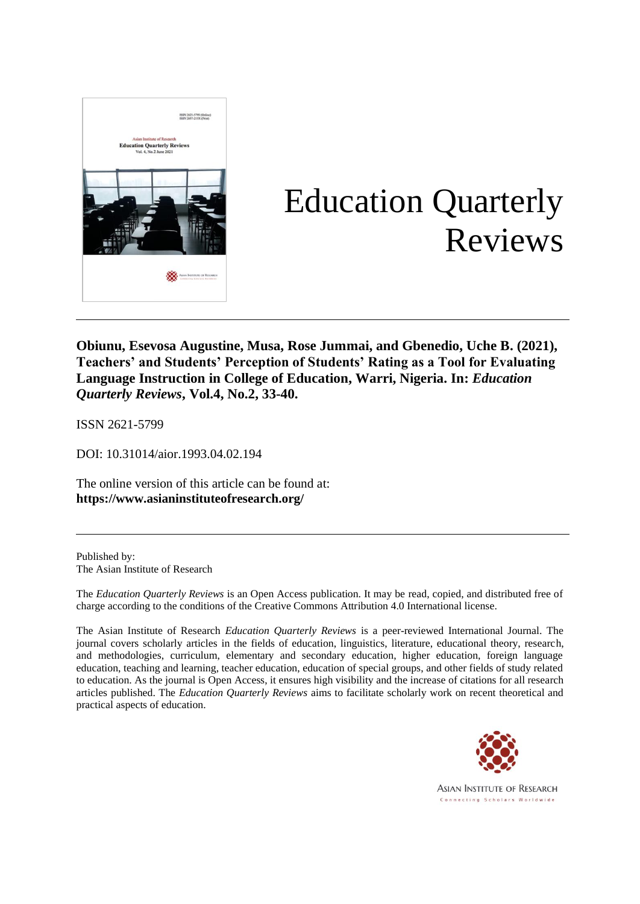# Education Quarterly Reviews

**Obiunu, Esevosa Augustine, Musa, Rose Jummai, and Gbenedio, Uche B. (2021), Teachers' and Students' Perception of Students' Rating as a Tool for Evaluating Language Instruction in College of Education, Warri, Nigeria. In: *Education Quarterly Reviews*, Vol.4, No.2, 33-40.**

ISSN 2621-5799

DOI: 10.31014/aior.1993.04.02.194

The online version of this article can be found at:
**https://www.asianinstituteofresearch.org/**

Published by:
The Asian Institute of Research

The *Education Quarterly Reviews* is an Open Access publication. It may be read, copied, and distributed free of charge according to the conditions of the Creative Commons Attribution 4.0 International license.

The Asian Institute of Research *Education Quarterly Reviews* is a peer-reviewed International Journal. The journal covers scholarly articles in the fields of education, linguistics, literature, educational theory, research, and methodologies, curriculum, elementary and secondary education, higher education, foreign language education, teaching and learning, teacher education, education of special groups, and other fields of study related to education. As the journal is Open Access, it ensures high visibility and the increase of citations for all research articles published. The *Education Quarterly Reviews* aims to facilitate scholarly work on recent theoretical and practical aspects of education.

ASIAN INSTITUTE OF RESEARCH
Connecting Scholars Worldwide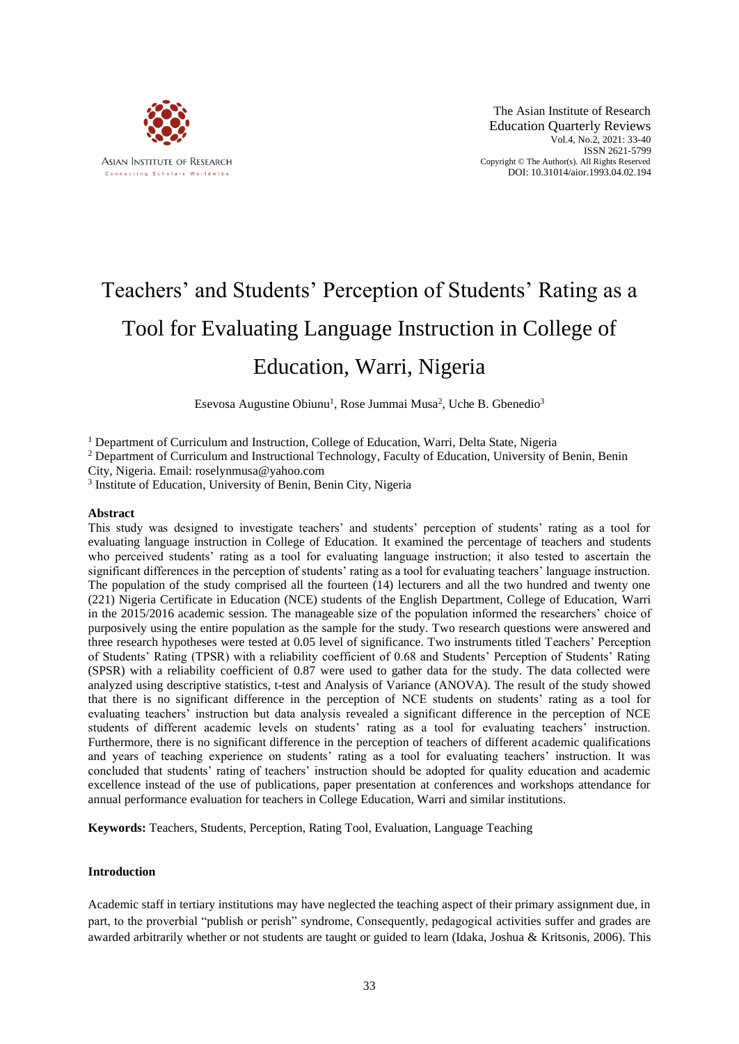# Teachers' and Students' Perception of Students' Rating as a Tool for Evaluating Language Instruction in College of Education, Warri, Nigeria

Esevosa Augustine Obiunu[1], Rose Jummai Musa[2], Uche B. Gbenedio[3]

[1] Department of Curriculum and Instruction, College of Education, Warri, Delta State, Nigeria
[2] Department of Curriculum and Instructional Technology, Faculty of Education, University of Benin, Benin City, Nigeria. Email: roselynmusa@yahoo.com
[3] Institute of Education, University of Benin, Benin City, Nigeria

## Abstract

This study was designed to investigate teachers' and students' perception of students' rating as a tool for evaluating language instruction in College of Education. It examined the percentage of teachers and students who perceived students' rating as a tool for evaluating language instruction; it also tested to ascertain the significant differences in the perception of students' rating as a tool for evaluating teachers' language instruction. The population of the study comprised all the fourteen (14) lecturers and all the two hundred and twenty one (221) Nigeria Certificate in Education (NCE) students of the English Department, College of Education, Warri in the 2015/2016 academic session. The manageable size of the population informed the researchers' choice of purposively using the entire population as the sample for the study. Two research questions were answered and three research hypotheses were tested at 0.05 level of significance. Two instruments titled Teachers' Perception of Students' Rating (TPSR) with a reliability coefficient of 0.68 and Students' Perception of Students' Rating (SPSR) with a reliability coefficient of 0.87 were used to gather data for the study. The data collected were analyzed using descriptive statistics, t-test and Analysis of Variance (ANOVA). The result of the study showed that there is no significant difference in the perception of NCE students on students' rating as a tool for evaluating teachers' instruction but data analysis revealed a significant difference in the perception of NCE students of different academic levels on students' rating as a tool for evaluating teachers' instruction. Furthermore, there is no significant difference in the perception of teachers of different academic qualifications and years of teaching experience on students' rating as a tool for evaluating teachers' instruction. It was concluded that students' rating of teachers' instruction should be adopted for quality education and academic excellence instead of the use of publications, paper presentation at conferences and workshops attendance for annual performance evaluation for teachers in College Education, Warri and similar institutions.

**Keywords:** Teachers, Students, Perception, Rating Tool, Evaluation, Language Teaching

## Introduction

Academic staff in tertiary institutions may have neglected the teaching aspect of their primary assignment due, in part, to the proverbial "publish or perish" syndrome, Consequently, pedagogical activities suffer and grades are awarded arbitrarily whether or not students are taught or guided to learn (Idaka, Joshua & Kritsonis, 2006). This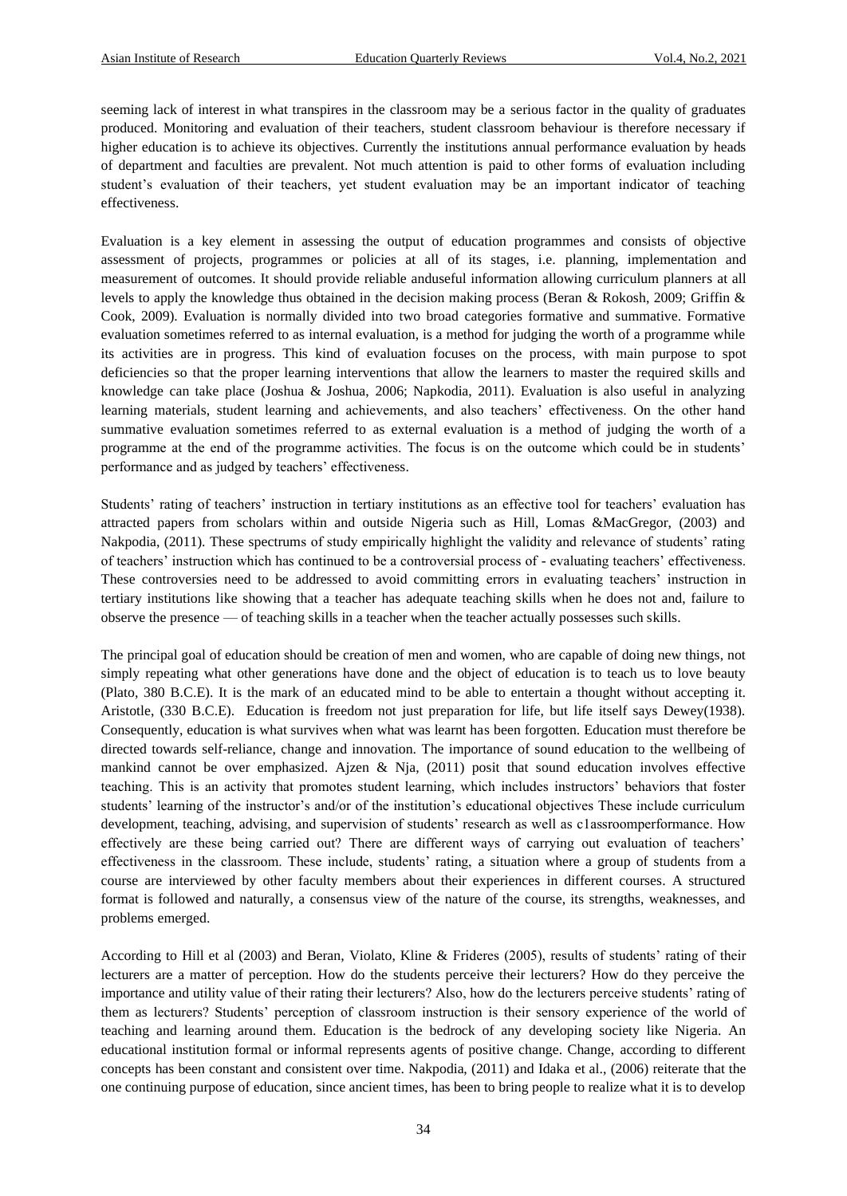seeming lack of interest in what transpires in the classroom may be a serious factor in the quality of graduates produced. Monitoring and evaluation of their teachers, student classroom behaviour is therefore necessary if higher education is to achieve its objectives. Currently the institutions annual performance evaluation by heads of department and faculties are prevalent. Not much attention is paid to other forms of evaluation including student's evaluation of their teachers, yet student evaluation may be an important indicator of teaching effectiveness.

Evaluation is a key element in assessing the output of education programmes and consists of objective assessment of projects, programmes or policies at all of its stages, i.e. planning, implementation and measurement of outcomes. It should provide reliable anduseful information allowing curriculum planners at all levels to apply the knowledge thus obtained in the decision making process (Beran & Rokosh, 2009; Griffin & Cook, 2009). Evaluation is normally divided into two broad categories formative and summative. Formative evaluation sometimes referred to as internal evaluation, is a method for judging the worth of a programme while its activities are in progress. This kind of evaluation focuses on the process, with main purpose to spot deficiencies so that the proper learning interventions that allow the learners to master the required skills and knowledge can take place (Joshua & Joshua, 2006; Napkodia, 2011). Evaluation is also useful in analyzing learning materials, student learning and achievements, and also teachers' effectiveness. On the other hand summative evaluation sometimes referred to as external evaluation is a method of judging the worth of a programme at the end of the programme activities. The focus is on the outcome which could be in students' performance and as judged by teachers' effectiveness.

Students' rating of teachers' instruction in tertiary institutions as an effective tool for teachers' evaluation has attracted papers from scholars within and outside Nigeria such as Hill, Lomas &MacGregor, (2003) and Nakpodia, (2011). These spectrums of study empirically highlight the validity and relevance of students' rating of teachers' instruction which has continued to be a controversial process of - evaluating teachers' effectiveness. These controversies need to be addressed to avoid committing errors in evaluating teachers' instruction in tertiary institutions like showing that a teacher has adequate teaching skills when he does not and, failure to observe the presence — of teaching skills in a teacher when the teacher actually possesses such skills.

The principal goal of education should be creation of men and women, who are capable of doing new things, not simply repeating what other generations have done and the object of education is to teach us to love beauty (Plato, 380 B.C.E). It is the mark of an educated mind to be able to entertain a thought without accepting it. Aristotle, (330 B.C.E). Education is freedom not just preparation for life, but life itself says Dewey(1938). Consequently, education is what survives when what was learnt has been forgotten. Education must therefore be directed towards self-reliance, change and innovation. The importance of sound education to the wellbeing of mankind cannot be over emphasized. Ajzen & Nja, (2011) posit that sound education involves effective teaching. This is an activity that promotes student learning, which includes instructors' behaviors that foster students' learning of the instructor's and/or of the institution's educational objectives These include curriculum development, teaching, advising, and supervision of students' research as well as c1assroomperformance. How effectively are these being carried out? There are different ways of carrying out evaluation of teachers' effectiveness in the classroom. These include, students' rating, a situation where a group of students from a course are interviewed by other faculty members about their experiences in different courses. A structured format is followed and naturally, a consensus view of the nature of the course, its strengths, weaknesses, and problems emerged.

According to Hill et al (2003) and Beran, Violato, Kline & Frideres (2005), results of students' rating of their lecturers are a matter of perception. How do the students perceive their lecturers? How do they perceive the importance and utility value of their rating their lecturers? Also, how do the lecturers perceive students' rating of them as lecturers? Students' perception of classroom instruction is their sensory experience of the world of teaching and learning around them. Education is the bedrock of any developing society like Nigeria. An educational institution formal or informal represents agents of positive change. Change, according to different concepts has been constant and consistent over time. Nakpodia, (2011) and Idaka et al., (2006) reiterate that the one continuing purpose of education, since ancient times, has been to bring people to realize what it is to develop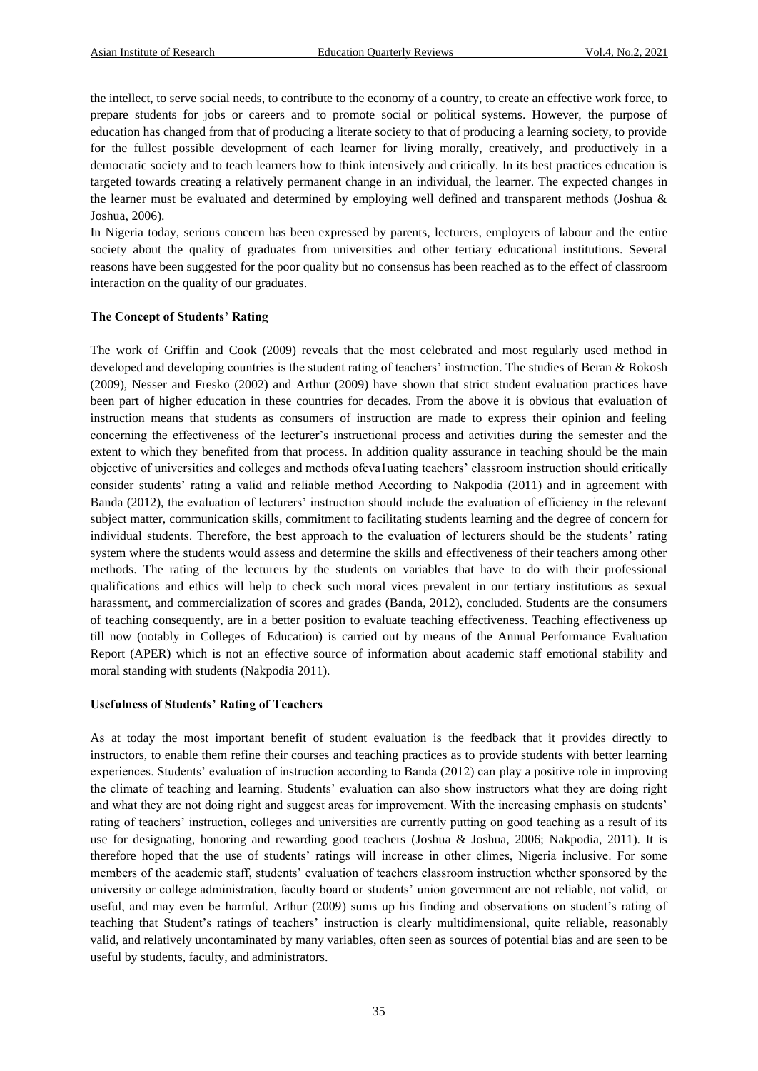the intellect, to serve social needs, to contribute to the economy of a country, to create an effective work force, to prepare students for jobs or careers and to promote social or political systems. However, the purpose of education has changed from that of producing a literate society to that of producing a learning society, to provide for the fullest possible development of each learner for living morally, creatively, and productively in a democratic society and to teach learners how to think intensively and critically. In its best practices education is targeted towards creating a relatively permanent change in an individual, the learner. The expected changes in the learner must be evaluated and determined by employing well defined and transparent methods (Joshua & Joshua, 2006).

In Nigeria today, serious concern has been expressed by parents, lecturers, employers of labour and the entire society about the quality of graduates from universities and other tertiary educational institutions. Several reasons have been suggested for the poor quality but no consensus has been reached as to the effect of classroom interaction on the quality of our graduates.

**The Concept of Students' Rating**

The work of Griffin and Cook (2009) reveals that the most celebrated and most regularly used method in developed and developing countries is the student rating of teachers' instruction. The studies of Beran & Rokosh (2009), Nesser and Fresko (2002) and Arthur (2009) have shown that strict student evaluation practices have been part of higher education in these countries for decades. From the above it is obvious that evaluation of instruction means that students as consumers of instruction are made to express their opinion and feeling concerning the effectiveness of the lecturer's instructional process and activities during the semester and the extent to which they benefited from that process. In addition quality assurance in teaching should be the main objective of universities and colleges and methods ofeva1uating teachers' classroom instruction should critically consider students' rating a valid and reliable method According to Nakpodia (2011) and in agreement with Banda (2012), the evaluation of lecturers' instruction should include the evaluation of efficiency in the relevant subject matter, communication skills, commitment to facilitating students learning and the degree of concern for individual students. Therefore, the best approach to the evaluation of lecturers should be the students' rating system where the students would assess and determine the skills and effectiveness of their teachers among other methods. The rating of the lecturers by the students on variables that have to do with their professional qualifications and ethics will help to check such moral vices prevalent in our tertiary institutions as sexual harassment, and commercialization of scores and grades (Banda, 2012), concluded. Students are the consumers of teaching consequently, are in a better position to evaluate teaching effectiveness. Teaching effectiveness up till now (notably in Colleges of Education) is carried out by means of the Annual Performance Evaluation Report (APER) which is not an effective source of information about academic staff emotional stability and moral standing with students (Nakpodia 2011).

**Usefulness of Students' Rating of Teachers**

As at today the most important benefit of student evaluation is the feedback that it provides directly to instructors, to enable them refine their courses and teaching practices as to provide students with better learning experiences. Students' evaluation of instruction according to Banda (2012) can play a positive role in improving the climate of teaching and learning. Students' evaluation can also show instructors what they are doing right and what they are not doing right and suggest areas for improvement. With the increasing emphasis on students' rating of teachers' instruction, colleges and universities are currently putting on good teaching as a result of its use for designating, honoring and rewarding good teachers (Joshua & Joshua, 2006; Nakpodia, 2011). It is therefore hoped that the use of students' ratings will increase in other climes, Nigeria inclusive. For some members of the academic staff, students' evaluation of teachers classroom instruction whether sponsored by the university or college administration, faculty board or students' union government are not reliable, not valid, or useful, and may even be harmful. Arthur (2009) sums up his finding and observations on student's rating of teaching that Student's ratings of teachers' instruction is clearly multidimensional, quite reliable, reasonably valid, and relatively uncontaminated by many variables, often seen as sources of potential bias and are seen to be useful by students, faculty, and administrators.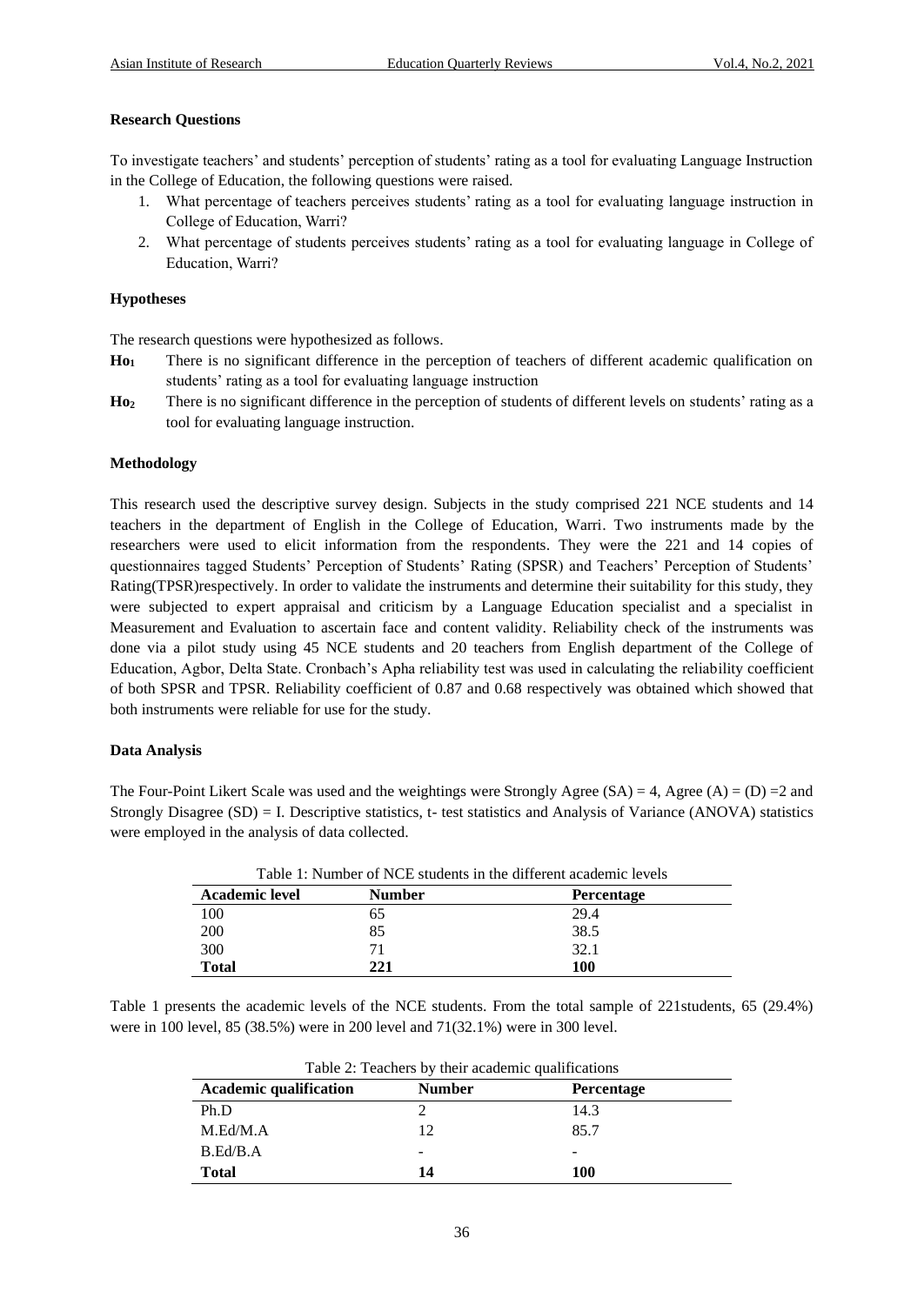### Research Questions

To investigate teachers' and students' perception of students' rating as a tool for evaluating Language Instruction in the College of Education, the following questions were raised.

1. What percentage of teachers perceives students' rating as a tool for evaluating language instruction in College of Education, Warri?
2. What percentage of students perceives students' rating as a tool for evaluating language in College of Education, Warri?

### Hypotheses

The research questions were hypothesized as follows.

**$Ho_1$** There is no significant difference in the perception of teachers of different academic qualification on students' rating as a tool for evaluating language instruction

**$Ho_2$** There is no significant difference in the perception of students of different levels on students' rating as a tool for evaluating language instruction.

### Methodology

This research used the descriptive survey design. Subjects in the study comprised 221 NCE students and 14 teachers in the department of English in the College of Education, Warri. Two instruments made by the researchers were used to elicit information from the respondents. They were the 221 and 14 copies of questionnaires tagged Students' Perception of Students' Rating (SPSR) and Teachers' Perception of Students' Rating(TPSR)respectively. In order to validate the instruments and determine their suitability for this study, they were subjected to expert appraisal and criticism by a Language Education specialist and a specialist in Measurement and Evaluation to ascertain face and content validity. Reliability check of the instruments was done via a pilot study using 45 NCE students and 20 teachers from English department of the College of Education, Agbor, Delta State. Cronbach's Apha reliability test was used in calculating the reliability coefficient of both SPSR and TPSR. Reliability coefficient of 0.87 and 0.68 respectively was obtained which showed that both instruments were reliable for use for the study.

### Data Analysis

The Four-Point Likert Scale was used and the weightings were Strongly Agree (SA) = 4, Agree (A) = (D) =2 and Strongly Disagree (SD) = I. Descriptive statistics, t- test statistics and Analysis of Variance (ANOVA) statistics were employed in the analysis of data collected.

Table 1: Number of NCE students in the different academic levels

| Academic level | Number | Percentage |
|---|---|---|
| 100 | 65 | 29.4 |
| 200 | 85 | 38.5 |
| 300 | 71 | 32.1 |
| **Total** | **221** | **100** |

Table 1 presents the academic levels of the NCE students. From the total sample of 221students, 65 (29.4%) were in 100 level, 85 (38.5%) were in 200 level and 71(32.1%) were in 300 level.

Table 2: Teachers by their academic qualifications

| Academic qualification | Number | Percentage |
|---|---|---|
| Ph.D | 2 | 14.3 |
| M.Ed/M.A | 12 | 85.7 |
| B.Ed/B.A | - | - |
| **Total** | **14** | **100** |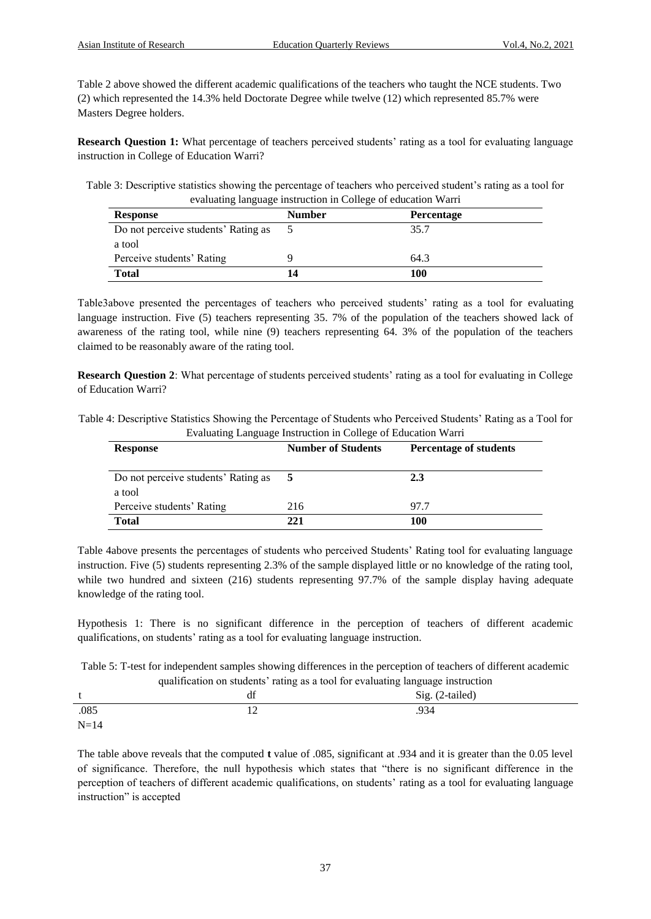Table 2 above showed the different academic qualifications of the teachers who taught the NCE students. Two (2) which represented the 14.3% held Doctorate Degree while twelve (12) which represented 85.7% were Masters Degree holders.

**Research Question 1:** What percentage of teachers perceived students' rating as a tool for evaluating language instruction in College of Education Warri?

Table 3: Descriptive statistics showing the percentage of teachers who perceived student's rating as a tool for evaluating language instruction in College of education Warri

| **Response** | **Number** | **Percentage** |
|---|---|---|
| Do not perceive students' Rating as a tool | 5 | 35.7 |
| Perceive students' Rating | 9 | 64.3 |
| **Total** | **14** | **100** |

Table3above presented the percentages of teachers who perceived students' rating as a tool for evaluating language instruction. Five (5) teachers representing 35. 7% of the population of the teachers showed lack of awareness of the rating tool, while nine (9) teachers representing 64. 3% of the population of the teachers claimed to be reasonably aware of the rating tool.

**Research Question 2**: What percentage of students perceived students' rating as a tool for evaluating in College of Education Warri?

Table 4: Descriptive Statistics Showing the Percentage of Students who Perceived Students' Rating as a Tool for Evaluating Language Instruction in College of Education Warri

| **Response** | **Number of Students** | **Percentage of students** |
|---|---|---|
| Do not perceive students' Rating as a tool | **5** | **2.3** |
| Perceive students' Rating | 216 | 97.7 |
| **Total** | **221** | **100** |

Table 4above presents the percentages of students who perceived Students' Rating tool for evaluating language instruction. Five (5) students representing 2.3% of the sample displayed little or no knowledge of the rating tool, while two hundred and sixteen (216) students representing 97.7% of the sample display having adequate knowledge of the rating tool.

Hypothesis 1: There is no significant difference in the perception of teachers of different academic qualifications, on students' rating as a tool for evaluating language instruction.

Table 5: T-test for independent samples showing differences in the perception of teachers of different academic qualification on students' rating as a tool for evaluating language instruction

| t | df | Sig. (2-tailed) |
|---|---|---|
| .085 | 12 | .934 |

N=14

The table above reveals that the computed **t** value of .085, significant at .934 and it is greater than the 0.05 level of significance. Therefore, the null hypothesis which states that "there is no significant difference in the perception of teachers of different academic qualifications, on students' rating as a tool for evaluating language instruction" is accepted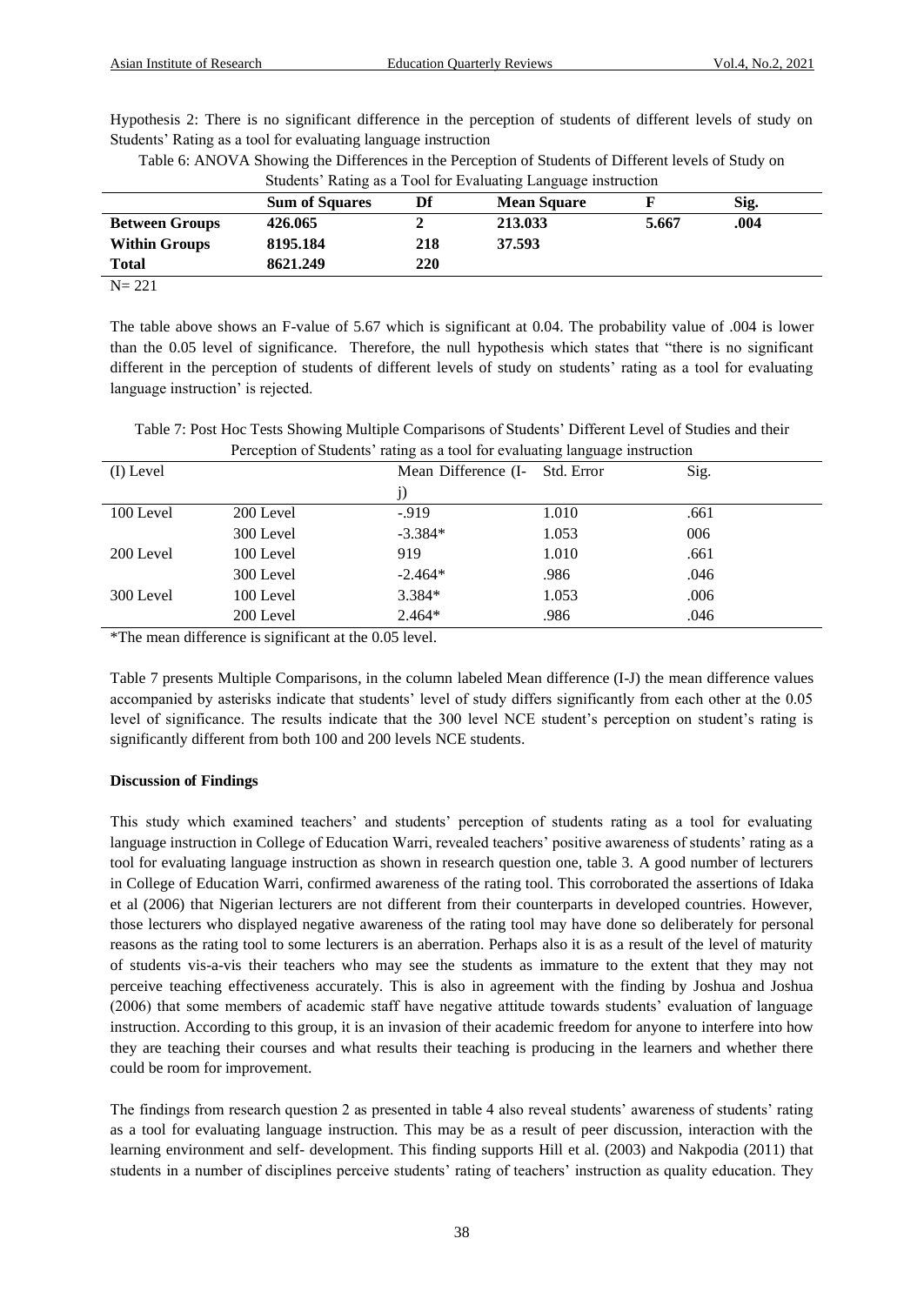Hypothesis 2: There is no significant difference in the perception of students of different levels of study on Students' Rating as a tool for evaluating language instruction

Table 6: ANOVA Showing the Differences in the Perception of Students of Different levels of Study on Students' Rating as a Tool for Evaluating Language instruction

| | Sum of Squares | Df | Mean Square | F | Sig. |
|---|---|---|---|---|---|
| **Between Groups** | **426.065** | **2** | **213.033** | **5.667** | **.004** |
| **Within Groups** | **8195.184** | **218** | **37.593** | | |
| **Total** | **8621.249** | **220** | | | |

N= 221

The table above shows an F-value of 5.67 which is significant at 0.04. The probability value of .004 is lower than the 0.05 level of significance. Therefore, the null hypothesis which states that "there is no significant different in the perception of students of different levels of study on students' rating as a tool for evaluating language instruction' is rejected.

Table 7: Post Hoc Tests Showing Multiple Comparisons of Students' Different Level of Studies and their Perception of Students' rating as a tool for evaluating language instruction

| (I) Level | | Mean Difference (I-j) | Std. Error | Sig. |
|---|---|---|---|---|
| 100 Level | 200 Level | -.919 | 1.010 | .661 |
| | 300 Level | -3.384* | 1.053 | 006 |
| 200 Level | 100 Level | 919 | 1.010 | .661 |
| | 300 Level | -2.464* | .986 | .046 |
| 300 Level | 100 Level | 3.384* | 1.053 | .006 |
| | 200 Level | 2.464* | .986 | .046 |

*The mean difference is significant at the 0.05 level.

Table 7 presents Multiple Comparisons, in the column labeled Mean difference (I-J) the mean difference values accompanied by asterisks indicate that students' level of study differs significantly from each other at the 0.05 level of significance. The results indicate that the 300 level NCE student's perception on student's rating is significantly different from both 100 and 200 levels NCE students.

**Discussion of Findings**

This study which examined teachers' and students' perception of students rating as a tool for evaluating language instruction in College of Education Warri, revealed teachers' positive awareness of students' rating as a tool for evaluating language instruction as shown in research question one, table 3. A good number of lecturers in College of Education Warri, confirmed awareness of the rating tool. This corroborated the assertions of Idaka et al (2006) that Nigerian lecturers are not different from their counterparts in developed countries. However, those lecturers who displayed negative awareness of the rating tool may have done so deliberately for personal reasons as the rating tool to some lecturers is an aberration. Perhaps also it is as a result of the level of maturity of students vis-a-vis their teachers who may see the students as immature to the extent that they may not perceive teaching effectiveness accurately. This is also in agreement with the finding by Joshua and Joshua (2006) that some members of academic staff have negative attitude towards students' evaluation of language instruction. According to this group, it is an invasion of their academic freedom for anyone to interfere into how they are teaching their courses and what results their teaching is producing in the learners and whether there could be room for improvement.

The findings from research question 2 as presented in table 4 also reveal students' awareness of students' rating as a tool for evaluating language instruction. This may be as a result of peer discussion, interaction with the learning environment and self- development. This finding supports Hill et al. (2003) and Nakpodia (2011) that students in a number of disciplines perceive students' rating of teachers' instruction as quality education. They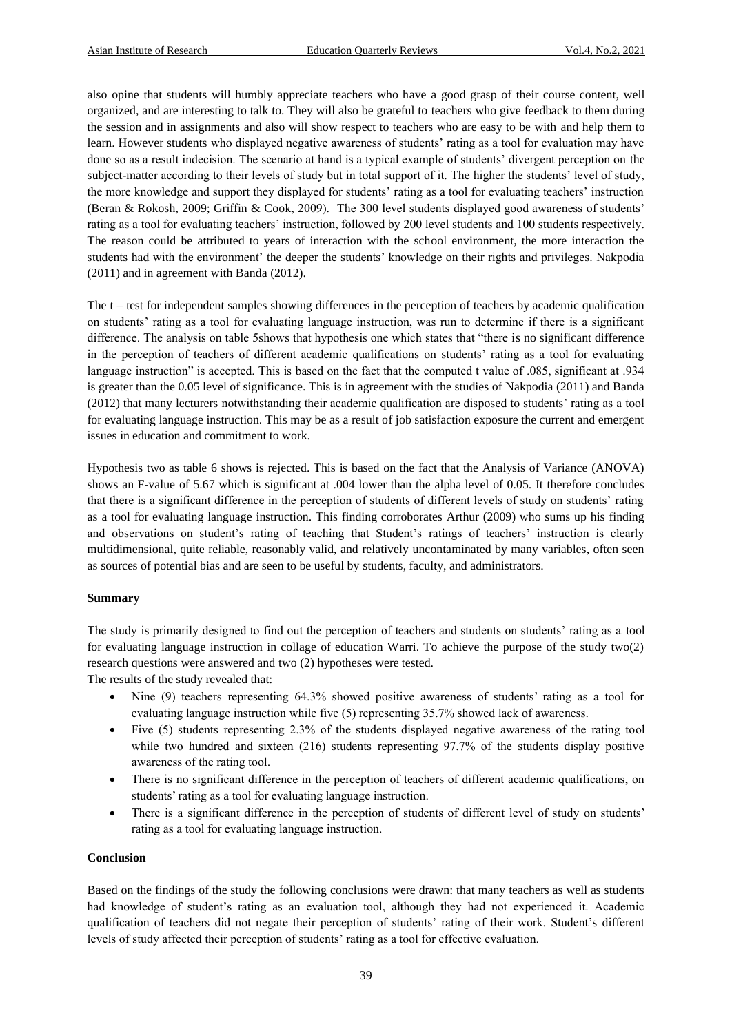also opine that students will humbly appreciate teachers who have a good grasp of their course content, well organized, and are interesting to talk to. They will also be grateful to teachers who give feedback to them during the session and in assignments and also will show respect to teachers who are easy to be with and help them to learn. However students who displayed negative awareness of students' rating as a tool for evaluation may have done so as a result indecision. The scenario at hand is a typical example of students' divergent perception on the subject-matter according to their levels of study but in total support of it. The higher the students' level of study, the more knowledge and support they displayed for students' rating as a tool for evaluating teachers' instruction (Beran & Rokosh, 2009; Griffin & Cook, 2009). The 300 level students displayed good awareness of students' rating as a tool for evaluating teachers' instruction, followed by 200 level students and 100 students respectively. The reason could be attributed to years of interaction with the school environment, the more interaction the students had with the environment' the deeper the students' knowledge on their rights and privileges. Nakpodia (2011) and in agreement with Banda (2012).

The t – test for independent samples showing differences in the perception of teachers by academic qualification on students' rating as a tool for evaluating language instruction, was run to determine if there is a significant difference. The analysis on table 5shows that hypothesis one which states that "there is no significant difference in the perception of teachers of different academic qualifications on students' rating as a tool for evaluating language instruction" is accepted. This is based on the fact that the computed t value of .085, significant at .934 is greater than the 0.05 level of significance. This is in agreement with the studies of Nakpodia (2011) and Banda (2012) that many lecturers notwithstanding their academic qualification are disposed to students' rating as a tool for evaluating language instruction. This may be as a result of job satisfaction exposure the current and emergent issues in education and commitment to work.

Hypothesis two as table 6 shows is rejected. This is based on the fact that the Analysis of Variance (ANOVA) shows an F-value of 5.67 which is significant at .004 lower than the alpha level of 0.05. It therefore concludes that there is a significant difference in the perception of students of different levels of study on students' rating as a tool for evaluating language instruction. This finding corroborates Arthur (2009) who sums up his finding and observations on student's rating of teaching that Student's ratings of teachers' instruction is clearly multidimensional, quite reliable, reasonably valid, and relatively uncontaminated by many variables, often seen as sources of potential bias and are seen to be useful by students, faculty, and administrators.

**Summary**

The study is primarily designed to find out the perception of teachers and students on students' rating as a tool for evaluating language instruction in collage of education Warri. To achieve the purpose of the study two(2) research questions were answered and two (2) hypotheses were tested.

The results of the study revealed that:

- Nine (9) teachers representing 64.3% showed positive awareness of students' rating as a tool for evaluating language instruction while five (5) representing 35.7% showed lack of awareness.
- Five (5) students representing 2.3% of the students displayed negative awareness of the rating tool while two hundred and sixteen (216) students representing 97.7% of the students display positive awareness of the rating tool.
- There is no significant difference in the perception of teachers of different academic qualifications, on students' rating as a tool for evaluating language instruction.
- There is a significant difference in the perception of students of different level of study on students' rating as a tool for evaluating language instruction.

**Conclusion**

Based on the findings of the study the following conclusions were drawn: that many teachers as well as students had knowledge of student's rating as an evaluation tool, although they had not experienced it. Academic qualification of teachers did not negate their perception of students' rating of their work. Student's different levels of study affected their perception of students' rating as a tool for effective evaluation.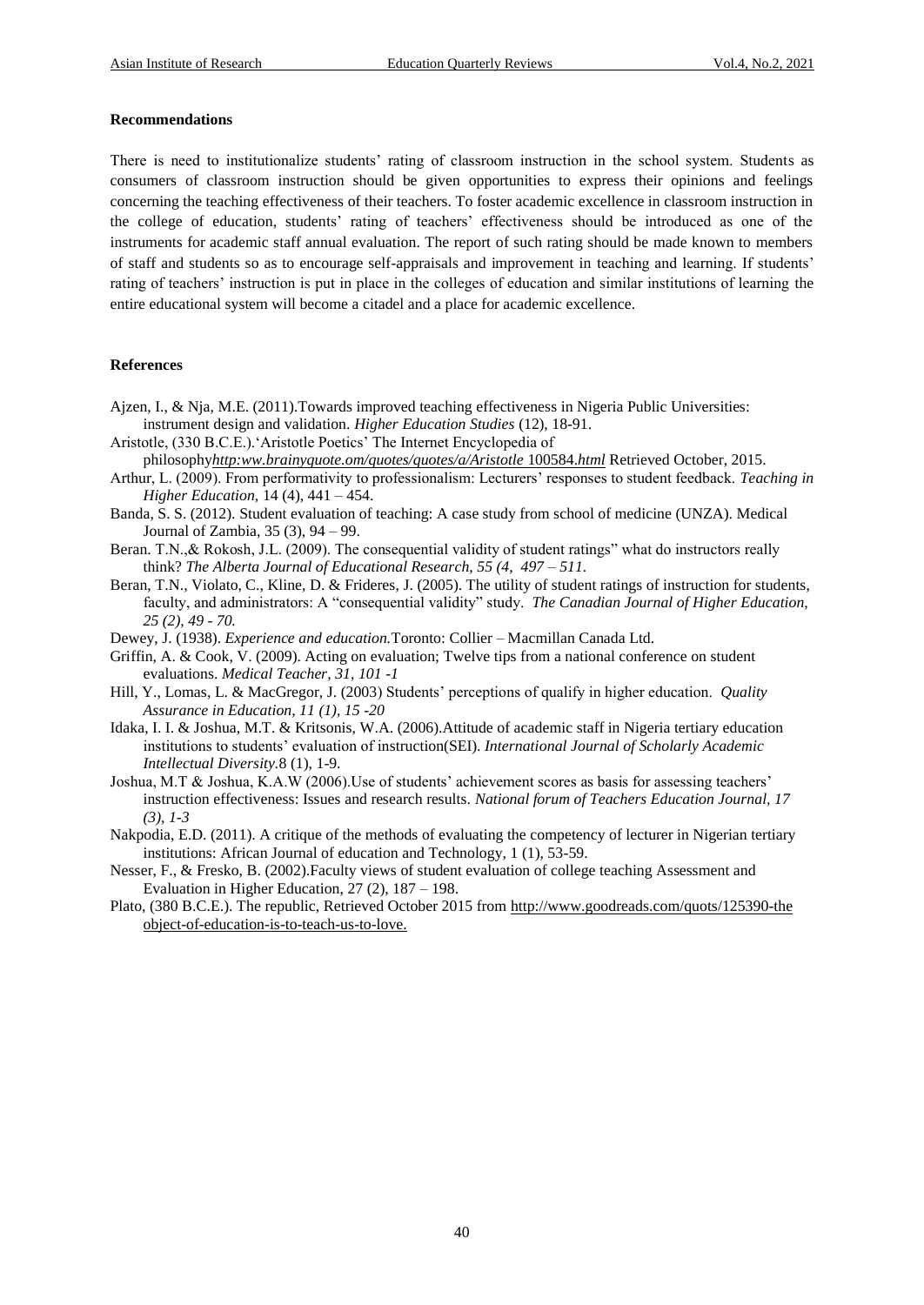### Recommendations

There is need to institutionalize students' rating of classroom instruction in the school system. Students as consumers of classroom instruction should be given opportunities to express their opinions and feelings concerning the teaching effectiveness of their teachers. To foster academic excellence in classroom instruction in the college of education, students' rating of teachers' effectiveness should be introduced as one of the instruments for academic staff annual evaluation. The report of such rating should be made known to members of staff and students so as to encourage self-appraisals and improvement in teaching and learning. If students' rating of teachers' instruction is put in place in the colleges of education and similar institutions of learning the entire educational system will become a citadel and a place for academic excellence.

### References

Ajzen, I., & Nja, M.E. (2011).Towards improved teaching effectiveness in Nigeria Public Universities: instrument design and validation. *Higher Education Studies* (12), 18-91.

Aristotle, (330 B.C.E.).'Aristotle Poetics' The Internet Encyclopedia of philosophy*http:ww.brainyquote.om/quotes/quotes/a/Aristotle* 100584*.html* Retrieved October, 2015.

Arthur, L. (2009). From performativity to professionalism: Lecturers' responses to student feedback. *Teaching in Higher Education*, 14 (4), 441 – 454.

Banda, S. S. (2012). Student evaluation of teaching: A case study from school of medicine (UNZA). Medical Journal of Zambia, 35 (3), 94 – 99.

Beran. T.N.,& Rokosh, J.L. (2009). The consequential validity of student ratings" what do instructors really think? *The Alberta Journal of Educational Research, 55 (4, 497 – 511.*

Beran, T.N., Violato, C., Kline, D. & Frideres, J. (2005). The utility of student ratings of instruction for students, faculty, and administrators: A "consequential validity" study. *The Canadian Journal of Higher Education, 25 (2), 49 - 70.*

Dewey, J. (1938). *Experience and education.*Toronto: Collier – Macmillan Canada Ltd.

Griffin, A. & Cook, V. (2009). Acting on evaluation; Twelve tips from a national conference on student evaluations. *Medical Teacher, 31, 101 -1*

Hill, Y., Lomas, L. & MacGregor, J. (2003) Students' perceptions of qualify in higher education. *Quality Assurance in Education, 11 (1), 15 -20*

Idaka, I. I. & Joshua, M.T. & Kritsonis, W.A. (2006).Attitude of academic staff in Nigeria tertiary education institutions to students' evaluation of instruction(SEI). *International Journal of Scholarly Academic Intellectual Diversity*.8 (1), 1-9.

Joshua, M.T & Joshua, K.A.W (2006).Use of students' achievement scores as basis for assessing teachers' instruction effectiveness: Issues and research results. *National forum of Teachers Education Journal, 17 (3), 1-3*

Nakpodia, E.D. (2011). A critique of the methods of evaluating the competency of lecturer in Nigerian tertiary institutions: African Journal of education and Technology, 1 (1), 53-59.

Nesser, F., & Fresko, B. (2002).Faculty views of student evaluation of college teaching Assessment and Evaluation in Higher Education, 27 (2), 187 – 198.

Plato, (380 B.C.E.). The republic, Retrieved October 2015 from http://www.goodreads.com/quots/125390-the object-of-education-is-to-teach-us-to-love.